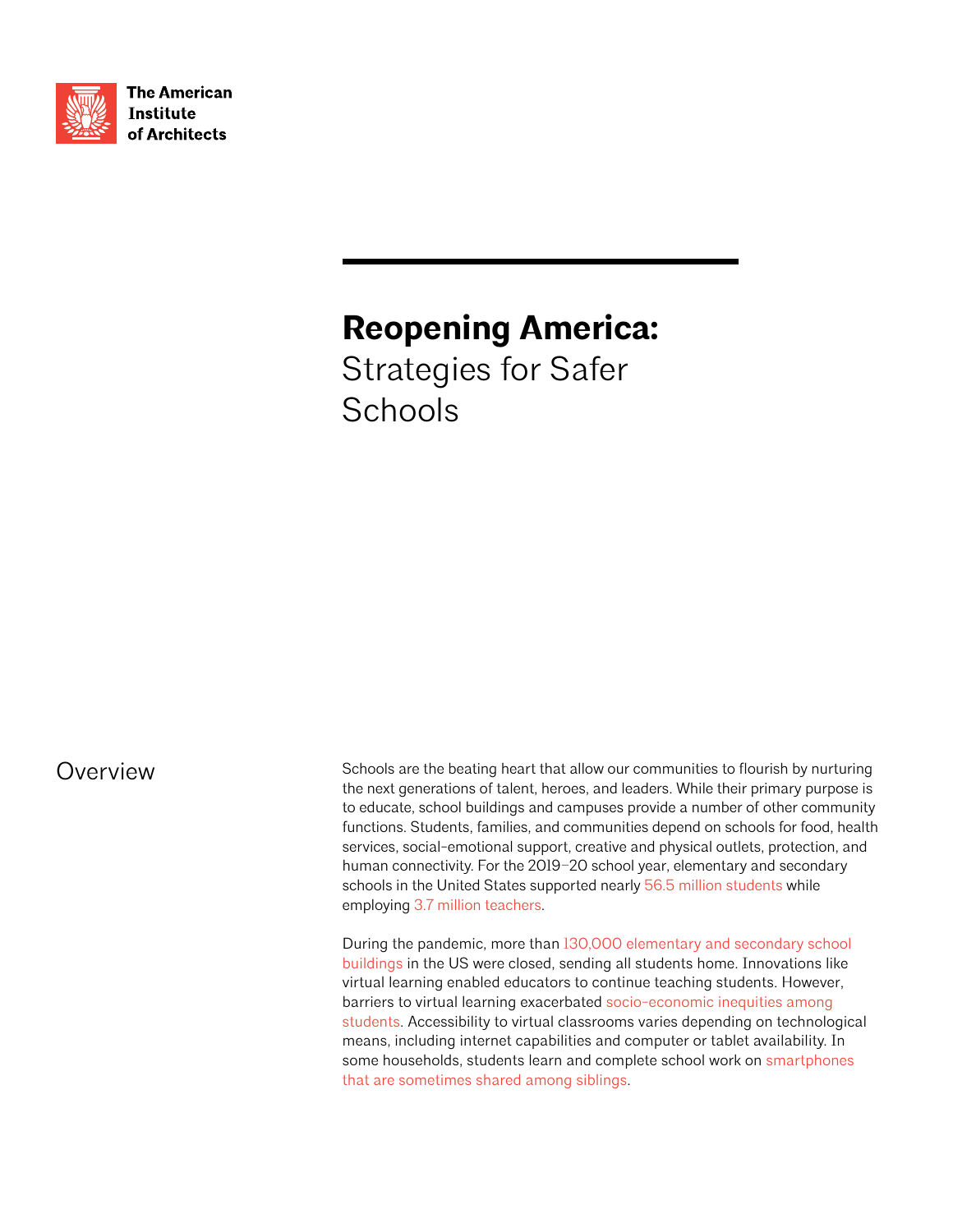The American Institute of Architects

# **Reopening America:** Strategies for Safer Schools

## Overview

Schools are the beating heart that allow our communities to flourish by nurturing the next generations of talent, heroes, and leaders. While their primary purpose is to educate, school buildings and campuses provide a number of other community functions. Students, families, and communities depend on schools for food, health services, social-emotional support, creative and physical outlets, protection, and human connectivity. For the 2019–20 school year, elementary and secondary schools in the United States supported nearly 56.5 million students while employing 3.7 million teachers.

During the pandemic, more than 130,000 elementary and secondary school buildings in the US were closed, sending all students home. Innovations like virtual learning enabled educators to continue teaching students. However, barriers to virtual learning exacerbated socio-economic inequities among students. Accessibility to virtual classrooms varies depending on technological means, including internet capabilities and computer or tablet availability. In some households, students learn and complete school work on smartphones that are sometimes shared among siblings.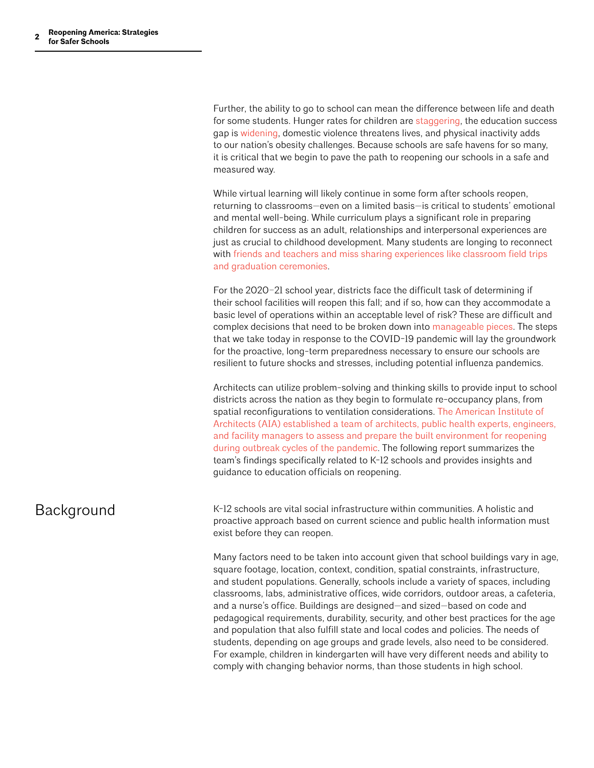Further, the ability to go to school can mean the difference between life and death for some students. Hunger rates for children are staggering, the education success gap is widening, domestic violence threatens lives, and physical inactivity adds to our nation's obesity challenges. Because schools are safe havens for so many, it is critical that we begin to pave the path to reopening our schools in a safe and measured way.

While virtual learning will likely continue in some form after schools reopen, returning to classrooms—even on a limited basis—is critical to students' emotional and mental well-being. While curriculum plays a significant role in preparing children for success as an adult, relationships and interpersonal experiences are just as crucial to childhood development. Many students are longing to reconnect with friends and teachers and miss sharing experiences like classroom field trips and graduation ceremonies.

For the 2020–21 school year, districts face the difficult task of determining if their school facilities will reopen this fall; and if so, how can they accommodate a basic level of operations within an acceptable level of risk? These are difficult and complex decisions that need to be broken down into manageable pieces. The steps that we take today in response to the COVID-19 pandemic will lay the groundwork for the proactive, long-term preparedness necessary to ensure our schools are resilient to future shocks and stresses, including potential influenza pandemics.

Architects can utilize problem-solving and thinking skills to provide input to school districts across the nation as they begin to formulate re-occupancy plans, from spatial reconfigurations to ventilation considerations. The American Institute of Architects (AIA) established a team of architects, public health experts, engineers, and facility managers to assess and prepare the built environment for reopening during outbreak cycles of the pandemic. The following report summarizes the team's findings specifically related to K-12 schools and provides insights and guidance to education officials on reopening.

## Background

K-12 schools are vital social infrastructure within communities. A holistic and proactive approach based on current science and public health information must exist before they can reopen.

Many factors need to be taken into account given that school buildings vary in age, square footage, location, context, condition, spatial constraints, infrastructure, and student populations. Generally, schools include a variety of spaces, including classrooms, labs, administrative offices, wide corridors, outdoor areas, a cafeteria, and a nurse's office. Buildings are designed—and sized—based on code and pedagogical requirements, durability, security, and other best practices for the age and population that also fulfill state and local codes and policies. The needs of students, depending on age groups and grade levels, also need to be considered. For example, children in kindergarten will have very different needs and ability to comply with changing behavior norms, than those students in high school.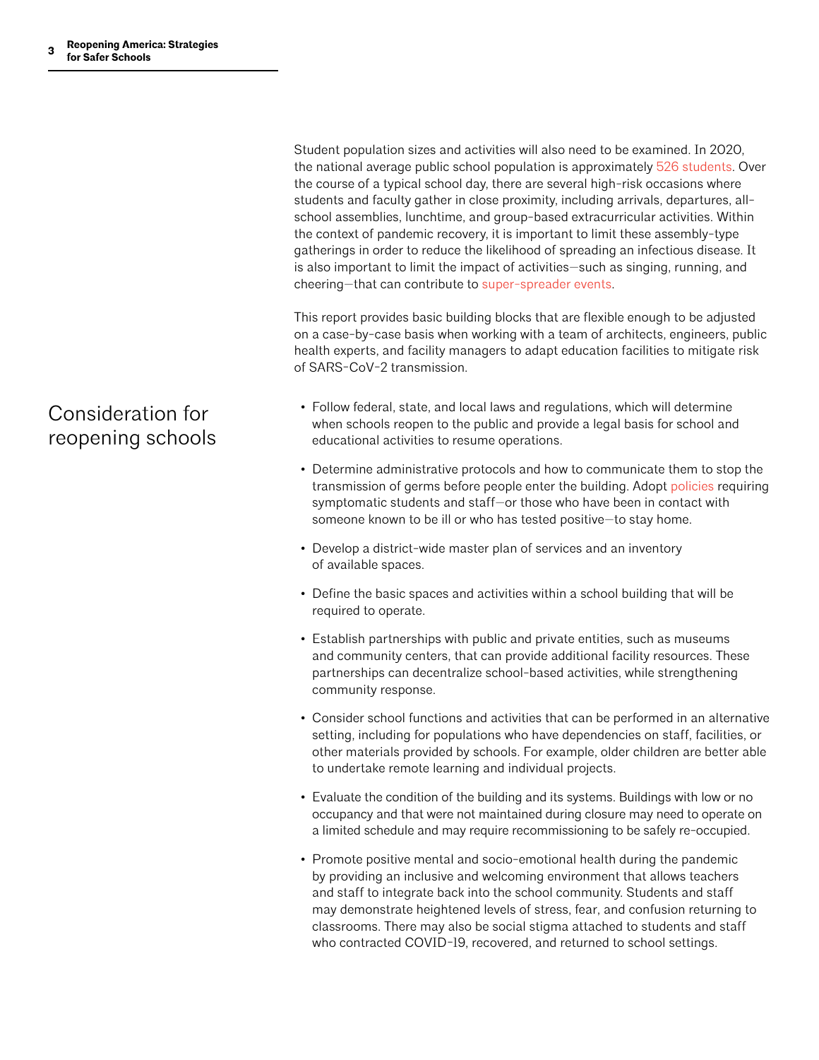Student population sizes and activities will also need to be examined. In 2020, the national average public school population is approximately 526 students. Over the course of a typical school day, there are several high-risk occasions where students and faculty gather in close proximity, including arrivals, departures, all-school assemblies, lunchtime, and group-based extracurricular activities. Within the context of pandemic recovery, it is important to limit these assembly-type gatherings in order to reduce the likelihood of spreading an infectious disease. It is also important to limit the impact of activities—such as singing, running, and cheering—that can contribute to super-spreader events.

This report provides basic building blocks that are flexible enough to be adjusted on a case-by-case basis when working with a team of architects, engineers, public health experts, and facility managers to adapt education facilities to mitigate risk of SARS-CoV-2 transmission.

## Consideration for reopening schools

- Follow federal, state, and local laws and regulations, which will determine when schools reopen to the public and provide a legal basis for school and educational activities to resume operations.
- Determine administrative protocols and how to communicate them to stop the transmission of germs before people enter the building. Adopt policies requiring symptomatic students and staff—or those who have been in contact with someone known to be ill or who has tested positive—to stay home.
- Develop a district-wide master plan of services and an inventory of available spaces.
- Define the basic spaces and activities within a school building that will be required to operate.
- Establish partnerships with public and private entities, such as museums and community centers, that can provide additional facility resources. These partnerships can decentralize school-based activities, while strengthening community response.
- Consider school functions and activities that can be performed in an alternative setting, including for populations who have dependencies on staff, facilities, or other materials provided by schools. For example, older children are better able to undertake remote learning and individual projects.
- Evaluate the condition of the building and its systems. Buildings with low or no occupancy and that were not maintained during closure may need to operate on a limited schedule and may require recommissioning to be safely re-occupied.
- Promote positive mental and socio-emotional health during the pandemic by providing an inclusive and welcoming environment that allows teachers and staff to integrate back into the school community. Students and staff may demonstrate heightened levels of stress, fear, and confusion returning to classrooms. There may also be social stigma attached to students and staff who contracted COVID-19, recovered, and returned to school settings.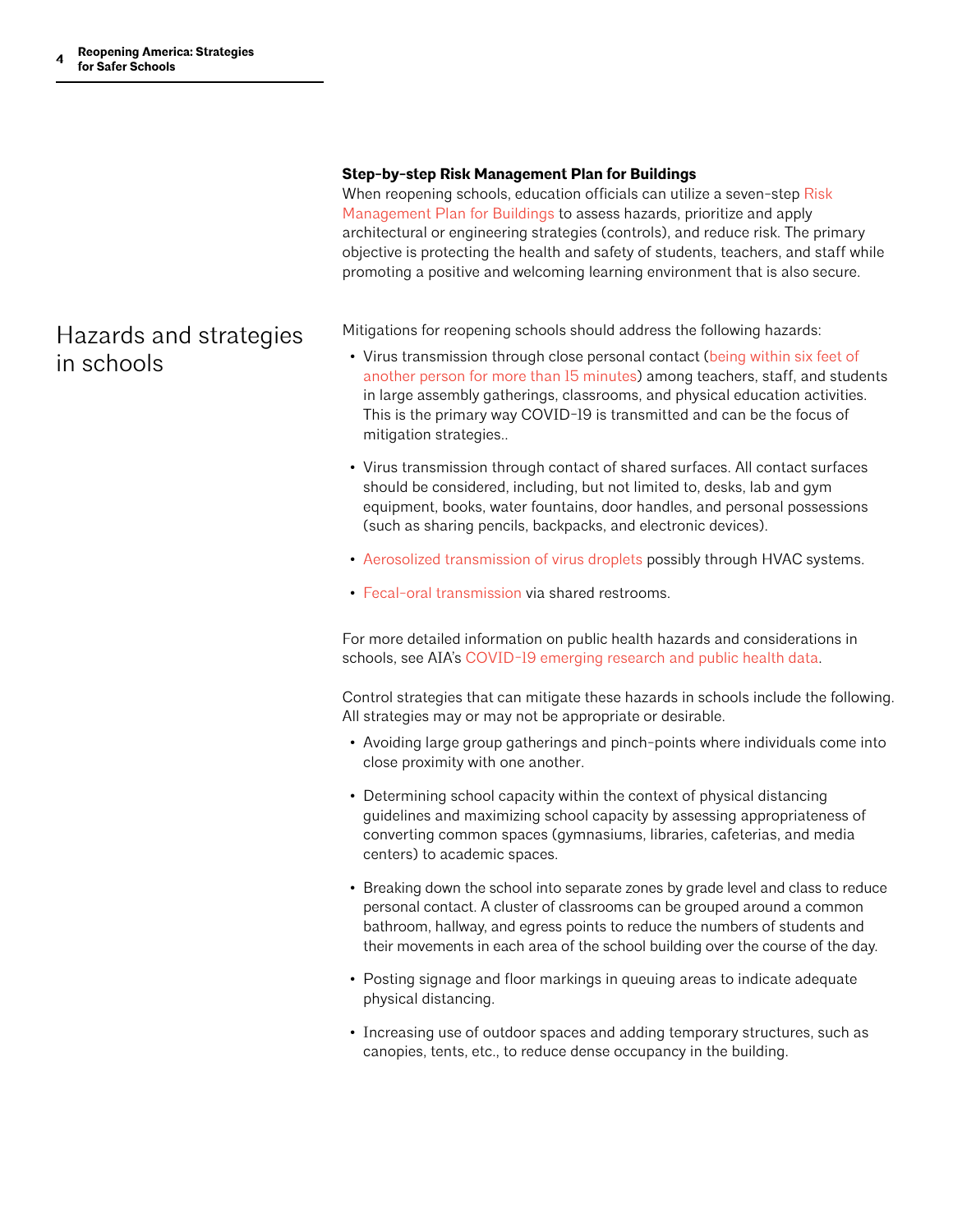### Step-by-step Risk Management Plan for Buildings

When reopening schools, education officials can utilize a seven-step Risk Management Plan for Buildings to assess hazards, prioritize and apply architectural or engineering strategies (controls), and reduce risk. The primary objective is protecting the health and safety of students, teachers, and staff while promoting a positive and welcoming learning environment that is also secure.

## Hazards and strategies in schools

Mitigations for reopening schools should address the following hazards:

- Virus transmission through close personal contact (being within six feet of another person for more than 15 minutes) among teachers, staff, and students in large assembly gatherings, classrooms, and physical education activities. This is the primary way COVID-19 is transmitted and can be the focus of mitigation strategies..
- Virus transmission through contact of shared surfaces. All contact surfaces should be considered, including, but not limited to, desks, lab and gym equipment, books, water fountains, door handles, and personal possessions (such as sharing pencils, backpacks, and electronic devices).
- Aerosolized transmission of virus droplets possibly through HVAC systems.
- Fecal-oral transmission via shared restrooms.

For more detailed information on public health hazards and considerations in schools, see AIA's COVID-19 emerging research and public health data.

Control strategies that can mitigate these hazards in schools include the following. All strategies may or may not be appropriate or desirable.

- Avoiding large group gatherings and pinch-points where individuals come into close proximity with one another.
- Determining school capacity within the context of physical distancing guidelines and maximizing school capacity by assessing appropriateness of converting common spaces (gymnasiums, libraries, cafeterias, and media centers) to academic spaces.
- Breaking down the school into separate zones by grade level and class to reduce personal contact. A cluster of classrooms can be grouped around a common bathroom, hallway, and egress points to reduce the numbers of students and their movements in each area of the school building over the course of the day.
- Posting signage and floor markings in queuing areas to indicate adequate physical distancing.
- Increasing use of outdoor spaces and adding temporary structures, such as canopies, tents, etc., to reduce dense occupancy in the building.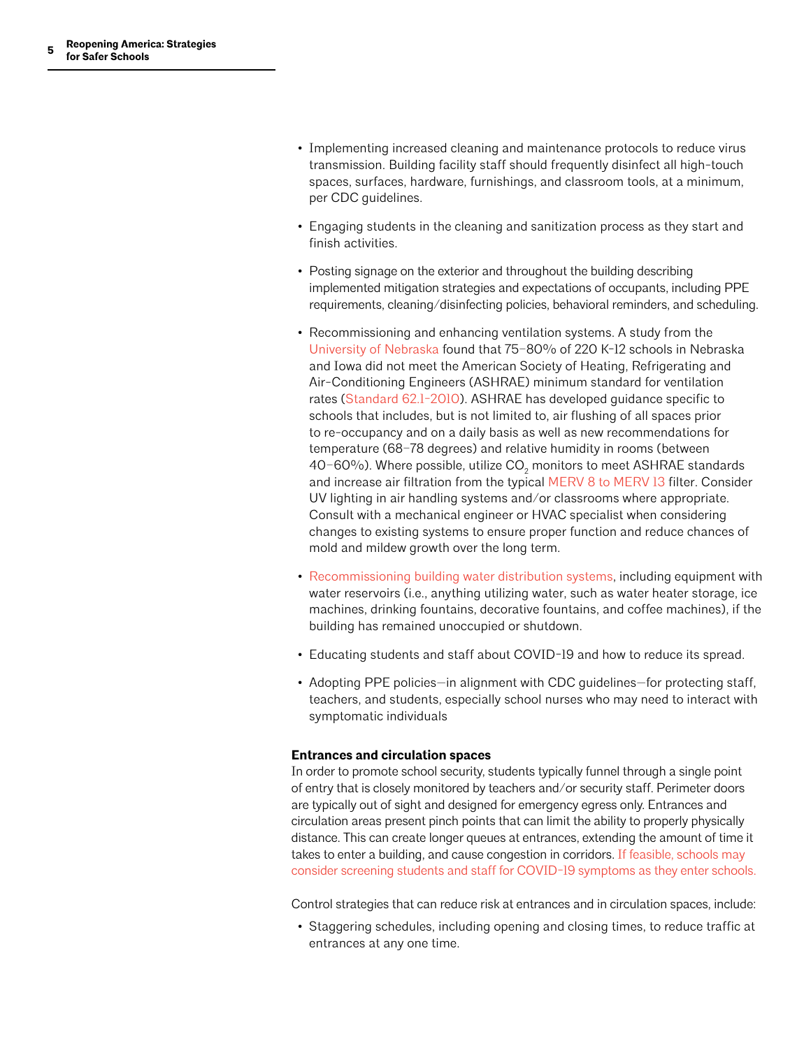- Implementing increased cleaning and maintenance protocols to reduce virus transmission. Building facility staff should frequently disinfect all high-touch spaces, surfaces, hardware, furnishings, and classroom tools, at a minimum, per CDC guidelines.
- Engaging students in the cleaning and sanitization process as they start and finish activities.
- Posting signage on the exterior and throughout the building describing implemented mitigation strategies and expectations of occupants, including PPE requirements, cleaning/disinfecting policies, behavioral reminders, and scheduling.
- Recommissioning and enhancing ventilation systems. A study from the University of Nebraska found that 75–80% of 220 K-12 schools in Nebraska and Iowa did not meet the American Society of Heating, Refrigerating and Air-Conditioning Engineers (ASHRAE) minimum standard for ventilation rates (Standard 62.1-2010). ASHRAE has developed guidance specific to schools that includes, but is not limited to, air flushing of all spaces prior to re-occupancy and on a daily basis as well as new recommendations for temperature (68–78 degrees) and relative humidity in rooms (between 40–60%). Where possible, utilize $CO_2$ monitors to meet ASHRAE standards and increase air filtration from the typical MERV 8 to MERV 13 filter. Consider UV lighting in air handling systems and/or classrooms where appropriate. Consult with a mechanical engineer or HVAC specialist when considering changes to existing systems to ensure proper function and reduce chances of mold and mildew growth over the long term.
- Recommissioning building water distribution systems, including equipment with water reservoirs (i.e., anything utilizing water, such as water heater storage, ice machines, drinking fountains, decorative fountains, and coffee machines), if the building has remained unoccupied or shutdown.
- Educating students and staff about COVID-19 and how to reduce its spread.
- Adopting PPE policies—in alignment with CDC guidelines—for protecting staff, teachers, and students, especially school nurses who may need to interact with symptomatic individuals

**Entrances and circulation spaces**

In order to promote school security, students typically funnel through a single point of entry that is closely monitored by teachers and/or security staff. Perimeter doors are typically out of sight and designed for emergency egress only. Entrances and circulation areas present pinch points that can limit the ability to properly physically distance. This can create longer queues at entrances, extending the amount of time it takes to enter a building, and cause congestion in corridors. If feasible, schools may consider screening students and staff for COVID-19 symptoms as they enter schools.

Control strategies that can reduce risk at entrances and in circulation spaces, include:

- Staggering schedules, including opening and closing times, to reduce traffic at entrances at any one time.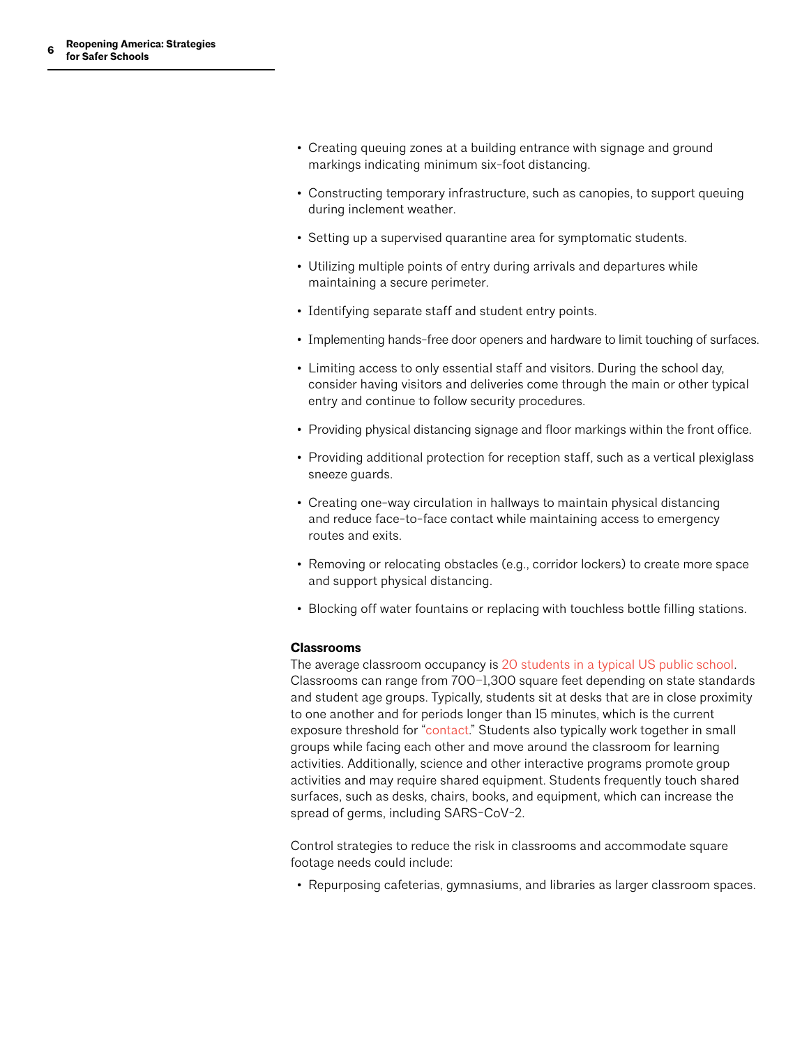- Creating queuing zones at a building entrance with signage and ground markings indicating minimum six-foot distancing.
- Constructing temporary infrastructure, such as canopies, to support queuing during inclement weather.
- Setting up a supervised quarantine area for symptomatic students.
- Utilizing multiple points of entry during arrivals and departures while maintaining a secure perimeter.
- Identifying separate staff and student entry points.
- Implementing hands-free door openers and hardware to limit touching of surfaces.
- Limiting access to only essential staff and visitors. During the school day, consider having visitors and deliveries come through the main or other typical entry and continue to follow security procedures.
- Providing physical distancing signage and floor markings within the front office.
- Providing additional protection for reception staff, such as a vertical plexiglass sneeze guards.
- Creating one-way circulation in hallways to maintain physical distancing and reduce face-to-face contact while maintaining access to emergency routes and exits.
- Removing or relocating obstacles (e.g., corridor lockers) to create more space and support physical distancing.
- Blocking off water fountains or replacing with touchless bottle filling stations.

**Classrooms**

The average classroom occupancy is 20 students in a typical US public school. Classrooms can range from 700–1,300 square feet depending on state standards and student age groups. Typically, students sit at desks that are in close proximity to one another and for periods longer than 15 minutes, which is the current exposure threshold for "contact." Students also typically work together in small groups while facing each other and move around the classroom for learning activities. Additionally, science and other interactive programs promote group activities and may require shared equipment. Students frequently touch shared surfaces, such as desks, chairs, books, and equipment, which can increase the spread of germs, including SARS-CoV-2.

Control strategies to reduce the risk in classrooms and accommodate square footage needs could include:

- Repurposing cafeterias, gymnasiums, and libraries as larger classroom spaces.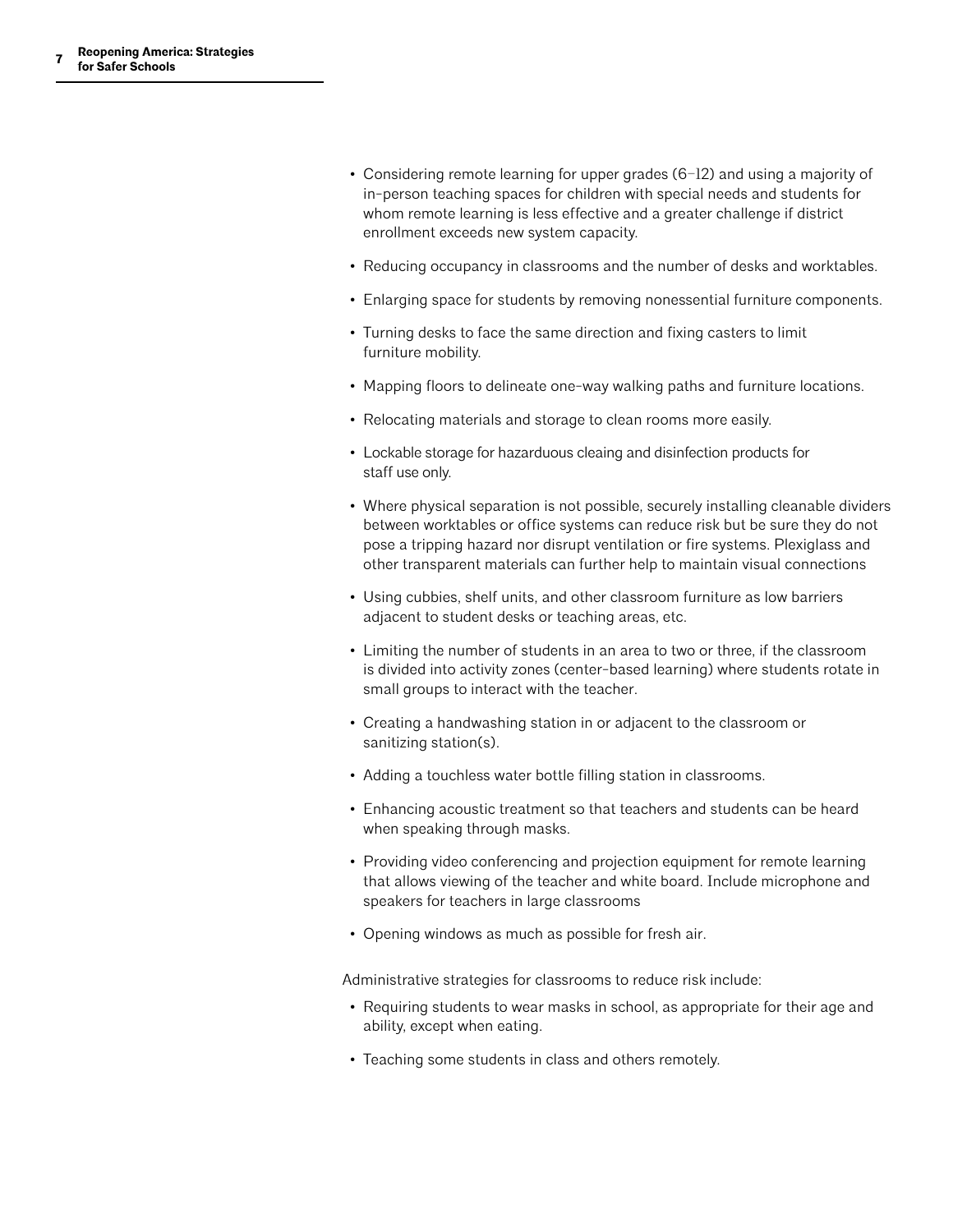- Considering remote learning for upper grades (6–12) and using a majority of in-person teaching spaces for children with special needs and students for whom remote learning is less effective and a greater challenge if district enrollment exceeds new system capacity.
- Reducing occupancy in classrooms and the number of desks and worktables.
- Enlarging space for students by removing nonessential furniture components.
- Turning desks to face the same direction and fixing casters to limit furniture mobility.
- Mapping floors to delineate one-way walking paths and furniture locations.
- Relocating materials and storage to clean rooms more easily.
- Lockable storage for hazarduous cleaing and disinfection products for staff use only.
- Where physical separation is not possible, securely installing cleanable dividers between worktables or office systems can reduce risk but be sure they do not pose a tripping hazard nor disrupt ventilation or fire systems. Plexiglass and other transparent materials can further help to maintain visual connections
- Using cubbies, shelf units, and other classroom furniture as low barriers adjacent to student desks or teaching areas, etc.
- Limiting the number of students in an area to two or three, if the classroom is divided into activity zones (center-based learning) where students rotate in small groups to interact with the teacher.
- Creating a handwashing station in or adjacent to the classroom or sanitizing station(s).
- Adding a touchless water bottle filling station in classrooms.
- Enhancing acoustic treatment so that teachers and students can be heard when speaking through masks.
- Providing video conferencing and projection equipment for remote learning that allows viewing of the teacher and white board. Include microphone and speakers for teachers in large classrooms
- Opening windows as much as possible for fresh air.

Administrative strategies for classrooms to reduce risk include:

- Requiring students to wear masks in school, as appropriate for their age and ability, except when eating.
- Teaching some students in class and others remotely.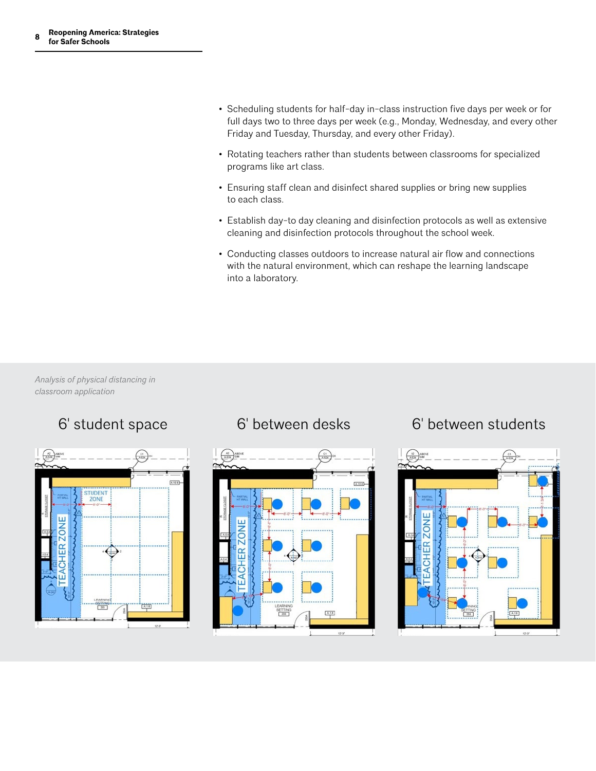- Scheduling students for half-day in-class instruction five days per week or for full days two to three days per week (e.g., Monday, Wednesday, and every other Friday and Tuesday, Thursday, and every other Friday).
- Rotating teachers rather than students between classrooms for specialized programs like art class.
- Ensuring staff clean and disinfect shared supplies or bring new supplies to each class.
- Establish day-to day cleaning and disinfection protocols as well as extensive cleaning and disinfection protocols throughout the school week.
- Conducting classes outdoors to increase natural air flow and connections with the natural environment, which can reshape the learning landscape into a laboratory.

*Analysis of physical distancing in classroom application*

6' student space

6' between desks

6' between students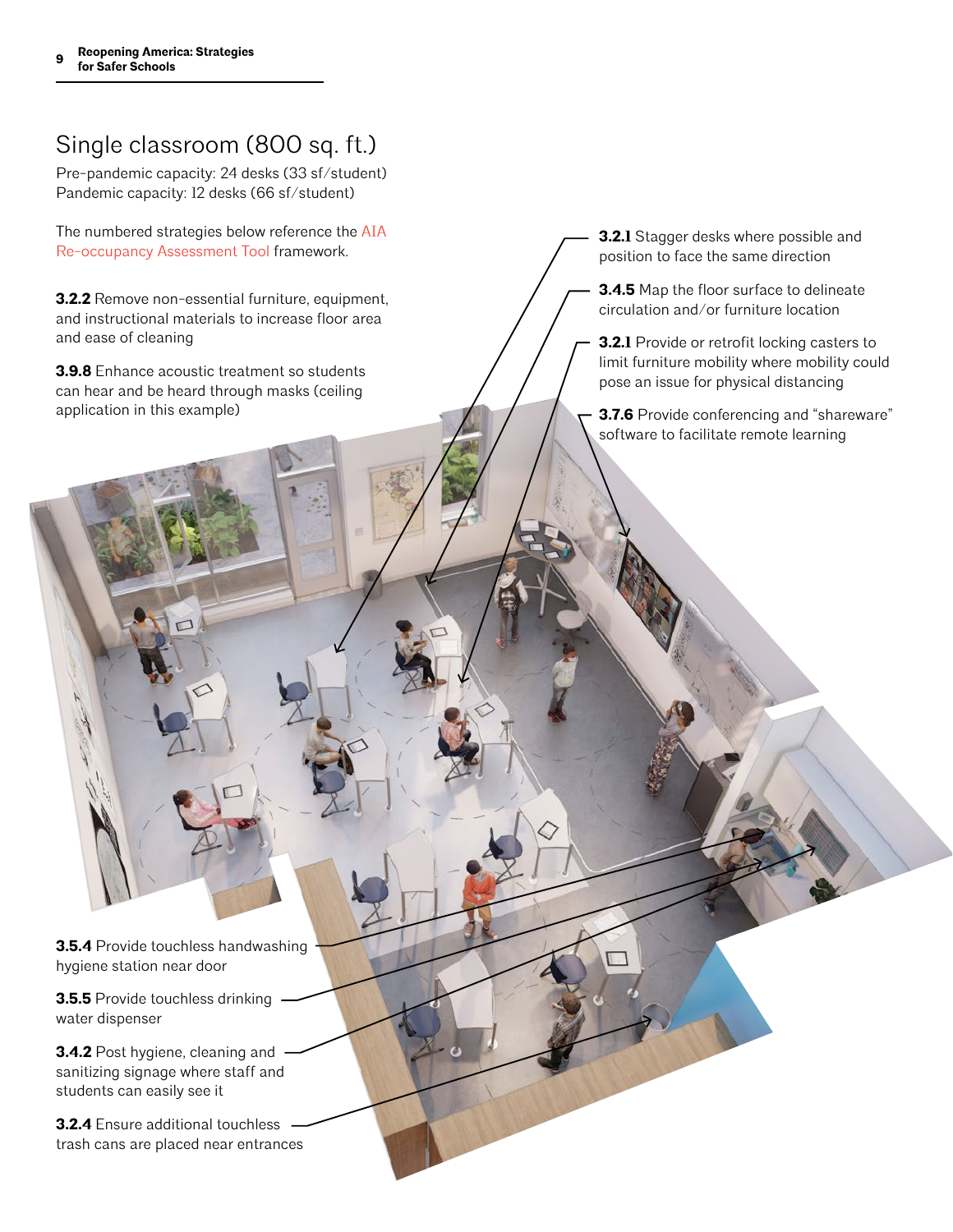## Single classroom (800 sq. ft.)

Pre-pandemic capacity: 24 desks (33 sf/student)
Pandemic capacity: 12 desks (66 sf/student)

The numbered strategies below reference the AIA Re-occupancy Assessment Tool framework.

**3.2.2** Remove non-essential furniture, equipment, and instructional materials to increase floor area and ease of cleaning

**3.9.8** Enhance acoustic treatment so students can hear and be heard through masks (ceiling application in this example)

**3.2.1** Stagger desks where possible and position to face the same direction

**3.4.5** Map the floor surface to delineate circulation and/or furniture location

**3.2.1** Provide or retrofit locking casters to limit furniture mobility where mobility could pose an issue for physical distancing

**3.7.6** Provide conferencing and "shareware" software to facilitate remote learning

**3.5.4** Provide touchless handwashing hygiene station near door

**3.5.5** Provide touchless drinking water dispenser

**3.4.2** Post hygiene, cleaning and sanitizing signage where staff and students can easily see it

**3.2.4** Ensure additional touchless trash cans are placed near entrances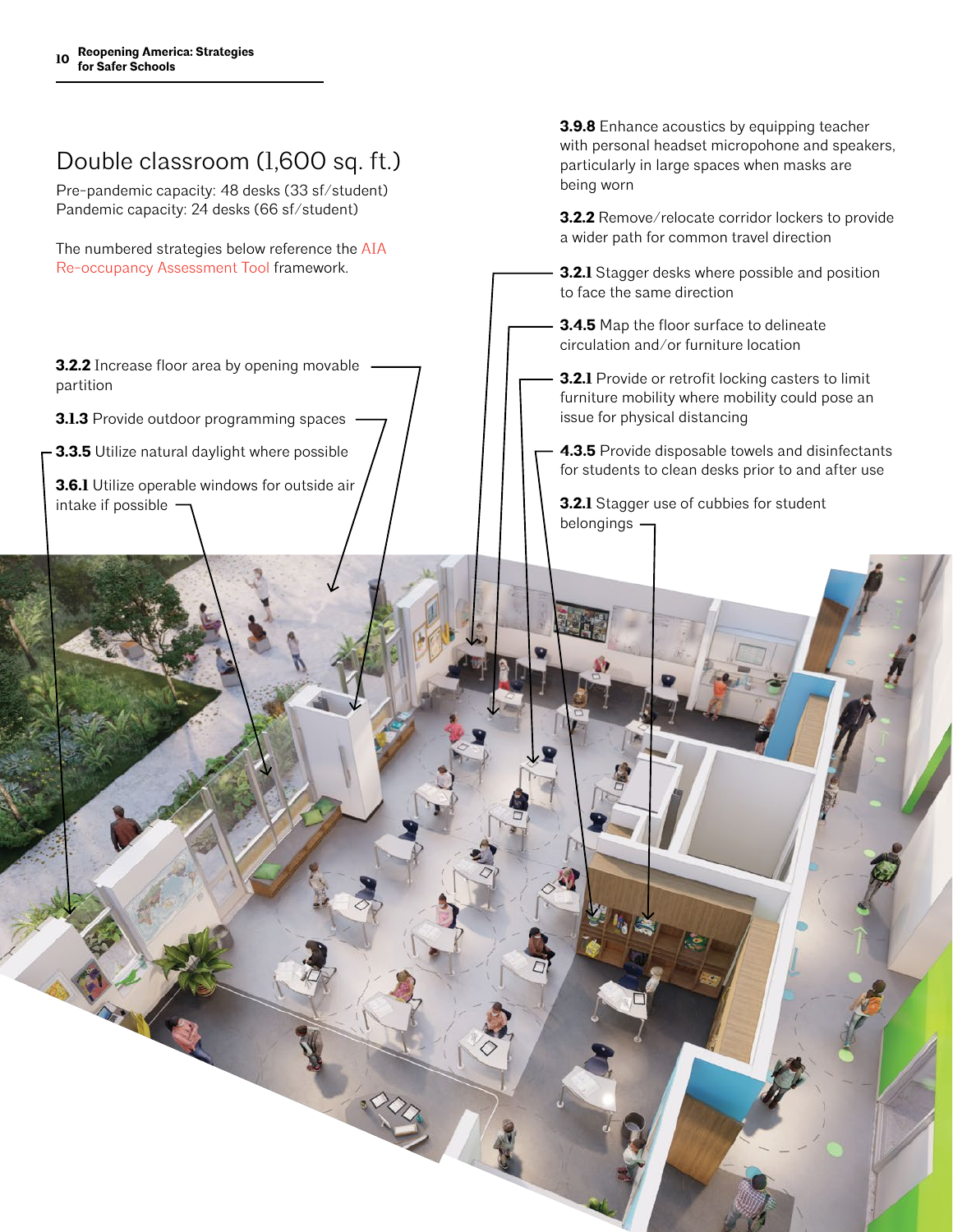# Double classroom (1,600 sq. ft.)

Pre-pandemic capacity: 48 desks (33 sf/student)
Pandemic capacity: 24 desks (66 sf/student)

The numbered strategies below reference the AIA Re-occupancy Assessment Tool framework.

**3.2.2** Increase floor area by opening movable partition

**3.1.3** Provide outdoor programming spaces

**3.3.5** Utilize natural daylight where possible

**3.6.1** Utilize operable windows for outside air intake if possible

**3.9.8** Enhance acoustics by equipping teacher with personal headset micropohone and speakers, particularly in large spaces when masks are being worn

**3.2.2** Remove/relocate corridor lockers to provide a wider path for common travel direction

**3.2.1** Stagger desks where possible and position to face the same direction

**3.4.5** Map the floor surface to delineate circulation and/or furniture location

**3.2.1** Provide or retrofit locking casters to limit furniture mobility where mobility could pose an issue for physical distancing

**4.3.5** Provide disposable towels and disinfectants for students to clean desks prior to and after use

**3.2.1** Stagger use of cubbies for student belongings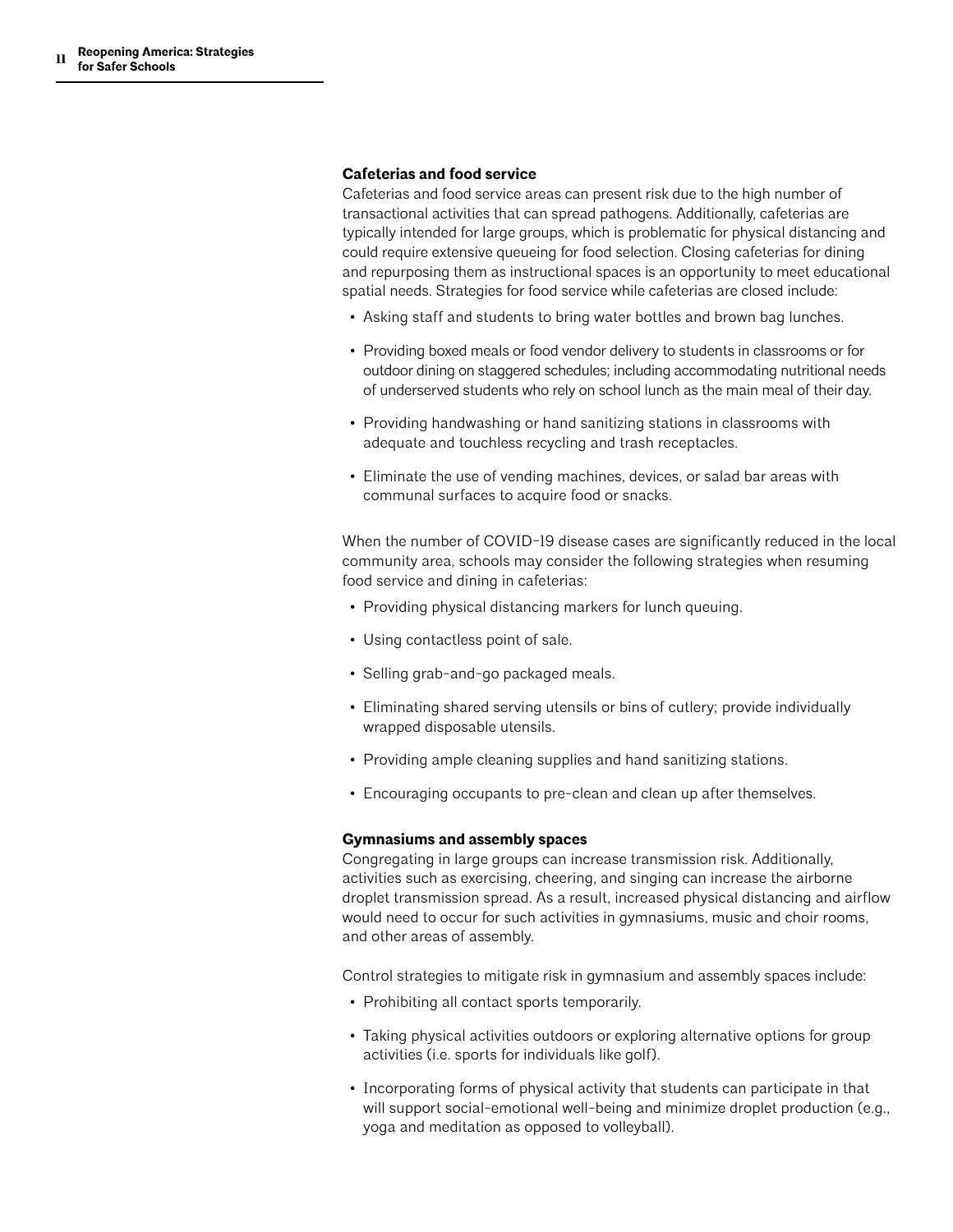### Cafeterias and food service

Cafeterias and food service areas can present risk due to the high number of transactional activities that can spread pathogens. Additionally, cafeterias are typically intended for large groups, which is problematic for physical distancing and could require extensive queueing for food selection. Closing cafeterias for dining and repurposing them as instructional spaces is an opportunity to meet educational spatial needs. Strategies for food service while cafeterias are closed include:

- Asking staff and students to bring water bottles and brown bag lunches.
- Providing boxed meals or food vendor delivery to students in classrooms or for outdoor dining on staggered schedules; including accommodating nutritional needs of underserved students who rely on school lunch as the main meal of their day.
- Providing handwashing or hand sanitizing stations in classrooms with adequate and touchless recycling and trash receptacles.
- Eliminate the use of vending machines, devices, or salad bar areas with communal surfaces to acquire food or snacks.

When the number of COVID-19 disease cases are significantly reduced in the local community area, schools may consider the following strategies when resuming food service and dining in cafeterias:

- Providing physical distancing markers for lunch queuing.
- Using contactless point of sale.
- Selling grab-and-go packaged meals.
- Eliminating shared serving utensils or bins of cutlery; provide individually wrapped disposable utensils.
- Providing ample cleaning supplies and hand sanitizing stations.
- Encouraging occupants to pre-clean and clean up after themselves.

### Gymnasiums and assembly spaces

Congregating in large groups can increase transmission risk. Additionally, activities such as exercising, cheering, and singing can increase the airborne droplet transmission spread. As a result, increased physical distancing and airflow would need to occur for such activities in gymnasiums, music and choir rooms, and other areas of assembly.

Control strategies to mitigate risk in gymnasium and assembly spaces include:

- Prohibiting all contact sports temporarily.
- Taking physical activities outdoors or exploring alternative options for group activities (i.e. sports for individuals like golf).
- Incorporating forms of physical activity that students can participate in that will support social-emotional well-being and minimize droplet production (e.g., yoga and meditation as opposed to volleyball).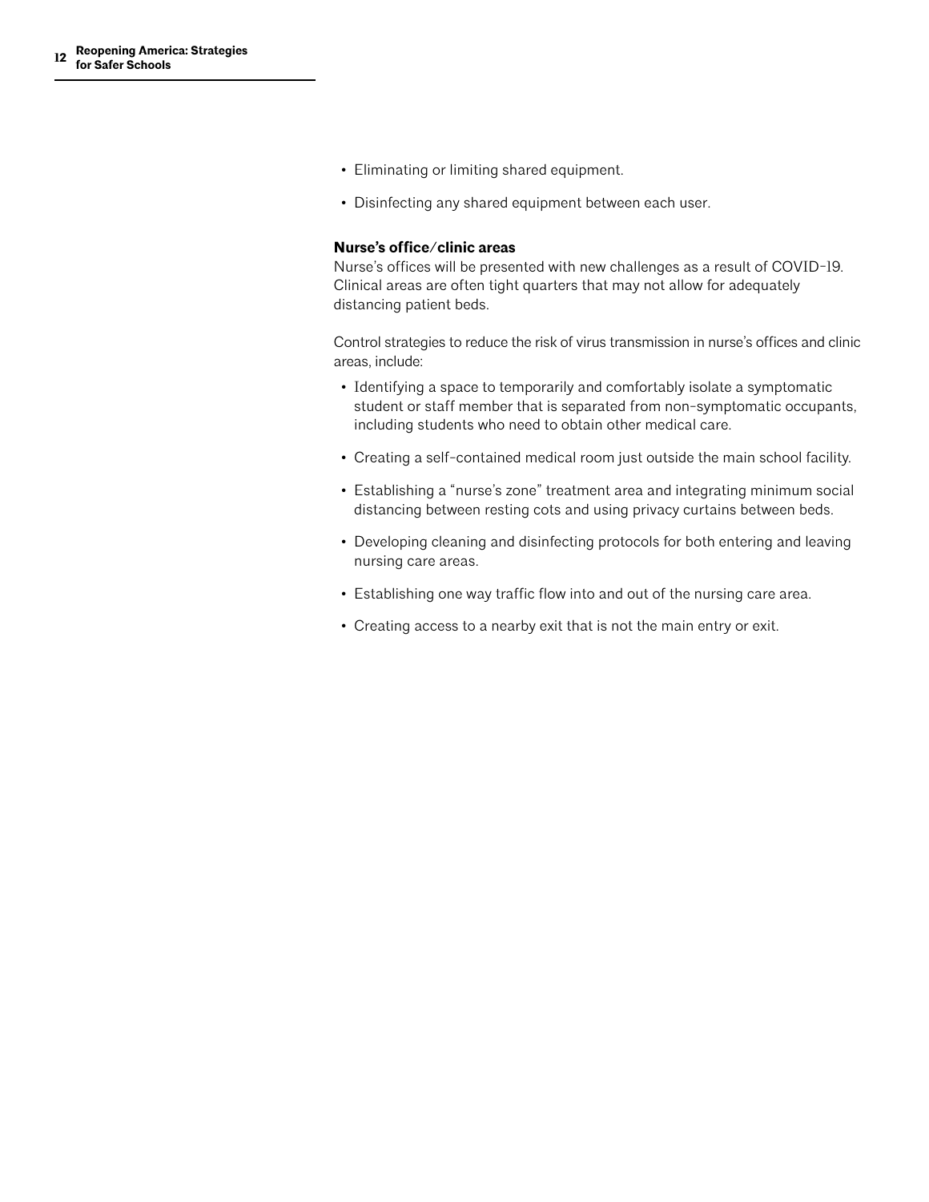- Eliminating or limiting shared equipment.
- Disinfecting any shared equipment between each user.

**Nurse's office/clinic areas**

Nurse's offices will be presented with new challenges as a result of COVID-19. Clinical areas are often tight quarters that may not allow for adequately distancing patient beds.

Control strategies to reduce the risk of virus transmission in nurse's offices and clinic areas, include:

- Identifying a space to temporarily and comfortably isolate a symptomatic student or staff member that is separated from non-symptomatic occupants, including students who need to obtain other medical care.
- Creating a self-contained medical room just outside the main school facility.
- Establishing a "nurse's zone" treatment area and integrating minimum social distancing between resting cots and using privacy curtains between beds.
- Developing cleaning and disinfecting protocols for both entering and leaving nursing care areas.
- Establishing one way traffic flow into and out of the nursing care area.
- Creating access to a nearby exit that is not the main entry or exit.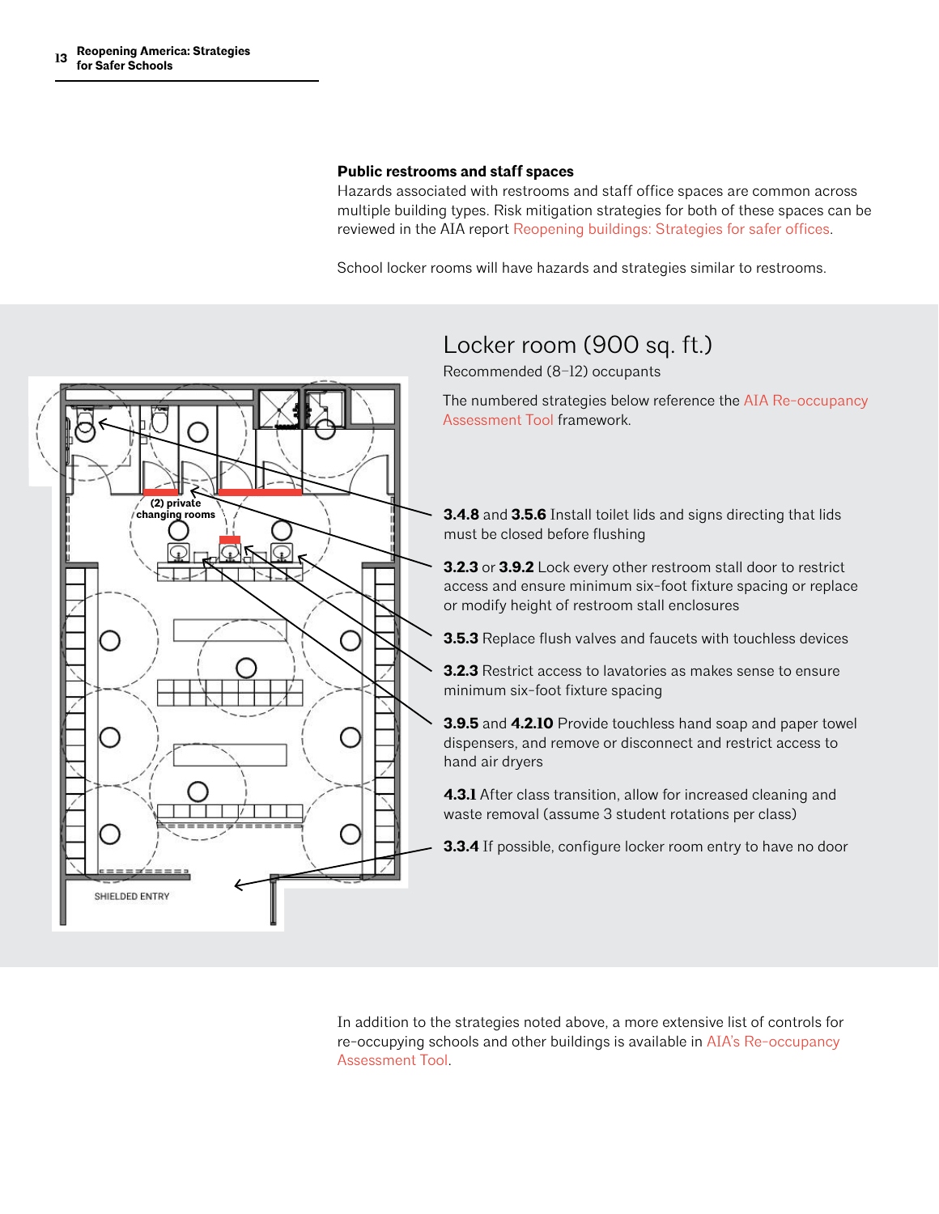## Public restrooms and staff spaces

Hazards associated with restrooms and staff office spaces are common across multiple building types. Risk mitigation strategies for both of these spaces can be reviewed in the AIA report Reopening buildings: Strategies for safer offices.

School locker rooms will have hazards and strategies similar to restrooms.

(2) private changing rooms

SHIELDED ENTRY

## Locker room (900 sq. ft.)

Recommended (8–12) occupants

The numbered strategies below reference the AIA Re-occupancy Assessment Tool framework.

**3.4.8** and **3.5.6** Install toilet lids and signs directing that lids must be closed before flushing

**3.2.3** or **3.9.2** Lock every other restroom stall door to restrict access and ensure minimum six-foot fixture spacing or replace or modify height of restroom stall enclosures

**3.5.3** Replace flush valves and faucets with touchless devices

**3.2.3** Restrict access to lavatories as makes sense to ensure minimum six-foot fixture spacing

**3.9.5** and **4.2.10** Provide touchless hand soap and paper towel dispensers, and remove or disconnect and restrict access to hand air dryers

**4.3.1** After class transition, allow for increased cleaning and waste removal (assume 3 student rotations per class)

**3.3.4** If possible, configure locker room entry to have no door

In addition to the strategies noted above, a more extensive list of controls for re-occupying schools and other buildings is available in AIA's Re-occupancy Assessment Tool.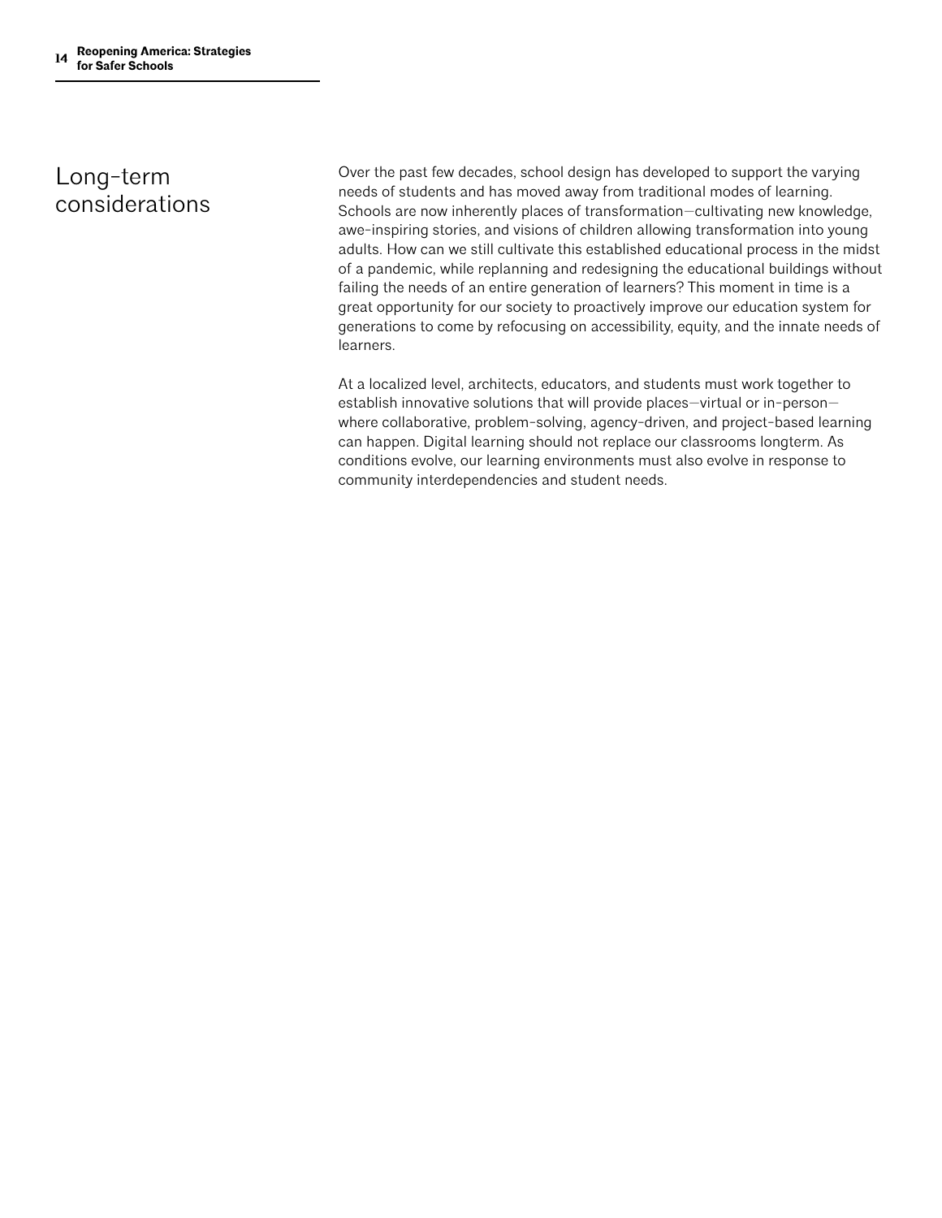## Long-term considerations

Over the past few decades, school design has developed to support the varying needs of students and has moved away from traditional modes of learning. Schools are now inherently places of transformation—cultivating new knowledge, awe-inspiring stories, and visions of children allowing transformation into young adults. How can we still cultivate this established educational process in the midst of a pandemic, while replanning and redesigning the educational buildings without failing the needs of an entire generation of learners? This moment in time is a great opportunity for our society to proactively improve our education system for generations to come by refocusing on accessibility, equity, and the innate needs of learners.

At a localized level, architects, educators, and students must work together to establish innovative solutions that will provide places—virtual or in-person—where collaborative, problem-solving, agency-driven, and project-based learning can happen. Digital learning should not replace our classrooms longterm. As conditions evolve, our learning environments must also evolve in response to community interdependencies and student needs.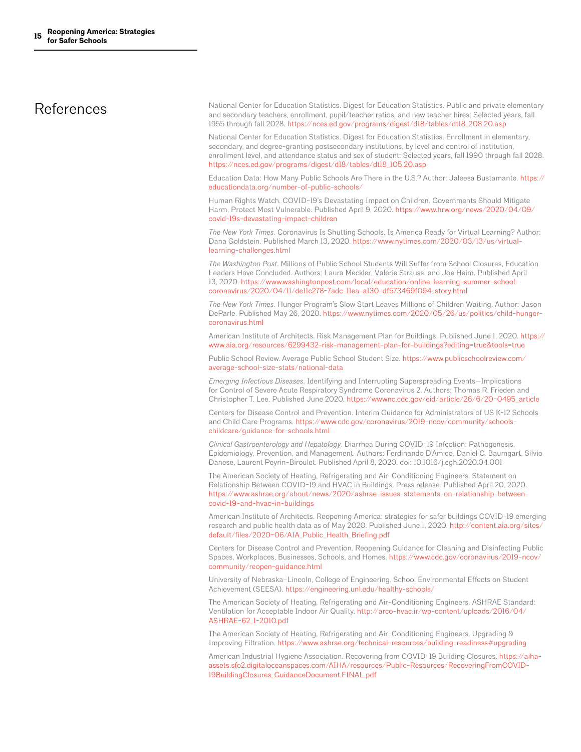# References

National Center for Education Statistics. Digest for Education Statistics. Public and private elementary and secondary teachers, enrollment, pupil/teacher ratios, and new teacher hires: Selected years, fall 1955 through fall 2028. https://nces.ed.gov/programs/digest/d18/tables/dt18_208.20.asp

National Center for Education Statistics. Digest for Education Statistics. Enrollment in elementary, secondary, and degree-granting postsecondary institutions, by level and control of institution, enrollment level, and attendance status and sex of student: Selected years, fall 1990 through fall 2028. https://nces.ed.gov/programs/digest/d18/tables/dt18_105.20.asp

Education Data: How Many Public Schools Are There in the U.S.? Author: Jaleesa Bustamante. https://educationdata.org/number-of-public-schools/

Human Rights Watch. COVID-19's Devastating Impact on Children. Governments Should Mitigate Harm, Protect Most Vulnerable. Published April 9, 2020. https://www.hrw.org/news/2020/04/09/covid-19s-devastating-impact-children

*The New York Times*. Coronavirus Is Shutting Schools. Is America Ready for Virtual Learning? Author: Dana Goldstein. Published March 13, 2020. https://www.nytimes.com/2020/03/13/us/virtual-learning-challenges.html

*The Washington Post*. Millions of Public School Students Will Suffer from School Closures, Education Leaders Have Concluded. Authors: Laura Meckler, Valerie Strauss, and Joe Heim. Published April 13, 2020. https://www.washingtonpost.com/local/education/online-learning-summer-school-coronavirus/2020/04/11/de11c278-7adc-11ea-a130-df573469f094_story.html

*The New York Times*. Hunger Program's Slow Start Leaves Millions of Children Waiting. Author: Jason DeParle. Published May 26, 2020. https://www.nytimes.com/2020/05/26/us/politics/child-hunger-coronavirus.html

American Institute of Architects. Risk Management Plan for Buildings. Published June 1, 2020. https://www.aia.org/resources/6299432-risk-management-plan-for-buildings?editing=true&tools=true

Public School Review. Average Public School Student Size. https://www.publicschoolreview.com/average-school-size-stats/national-data

*Emerging Infectious Diseases*. Identifying and Interrupting Superspreading Events—Implications for Control of Severe Acute Respiratory Syndrome Coronavirus 2. Authors: Thomas R. Frieden and Christopher T. Lee. Published June 2020. https://wwwnc.cdc.gov/eid/article/26/6/20-0495_article

Centers for Disease Control and Prevention. Interim Guidance for Administrators of US K-12 Schools and Child Care Programs. https://www.cdc.gov/coronavirus/2019-ncov/community/schools-childcare/guidance-for-schools.html

*Clinical Gastroenterology and Hepatology*. Diarrhea During COVID-19 Infection: Pathogenesis, Epidemiology, Prevention, and Management. Authors: Ferdinando D'Amico, Daniel C. Baumgart, Silvio Danese, Laurent Peyrin-Biroulet. Published April 8, 2020. doi: 10.1016/j.cgh.2020.04.001

The American Society of Heating, Refrigerating and Air-Conditioning Engineers. Statement on Relationship Between COVID-19 and HVAC in Buildings. Press release. Published April 20, 2020. https://www.ashrae.org/about/news/2020/ashrae-issues-statements-on-relationship-between-covid-19-and-hvac-in-buildings

American Institute of Architects. Reopening America: strategies for safer buildings COVID-19 emerging research and public health data as of May 2020. Published June 1, 2020. http://content.aia.org/sites/default/files/2020-06/AIA_Public_Health_Briefing.pdf

Centers for Disease Control and Prevention. Reopening Guidance for Cleaning and Disinfecting Public Spaces, Workplaces, Businesses, Schools, and Homes. https://www.cdc.gov/coronavirus/2019-ncov/community/reopen-guidance.html

University of Nebraska–Lincoln, College of Engineering. School Environmental Effects on Student Achievement (SEESA). https://engineering.unl.edu/healthy-schools/

The American Society of Heating, Refrigerating and Air-Conditioning Engineers. ASHRAE Standard: Ventilation for Acceptable Indoor Air Quality. http://arco-hvac.ir/wp-content/uploads/2016/04/ASHRAE-62_1-2010.pdf

The American Society of Heating, Refrigerating and Air-Conditioning Engineers. Upgrading & Improving Filtration. https://www.ashrae.org/technical-resources/building-readiness#upgrading

American Industrial Hygiene Association. Recovering from COVID-19 Building Closures. https://aiha-assets.sfo2.digitaloceanspaces.com/AIHA/resources/Public-Resources/RecoveringFromCOVID-19BuildingClosures_GuidanceDocument.FINAL.pdf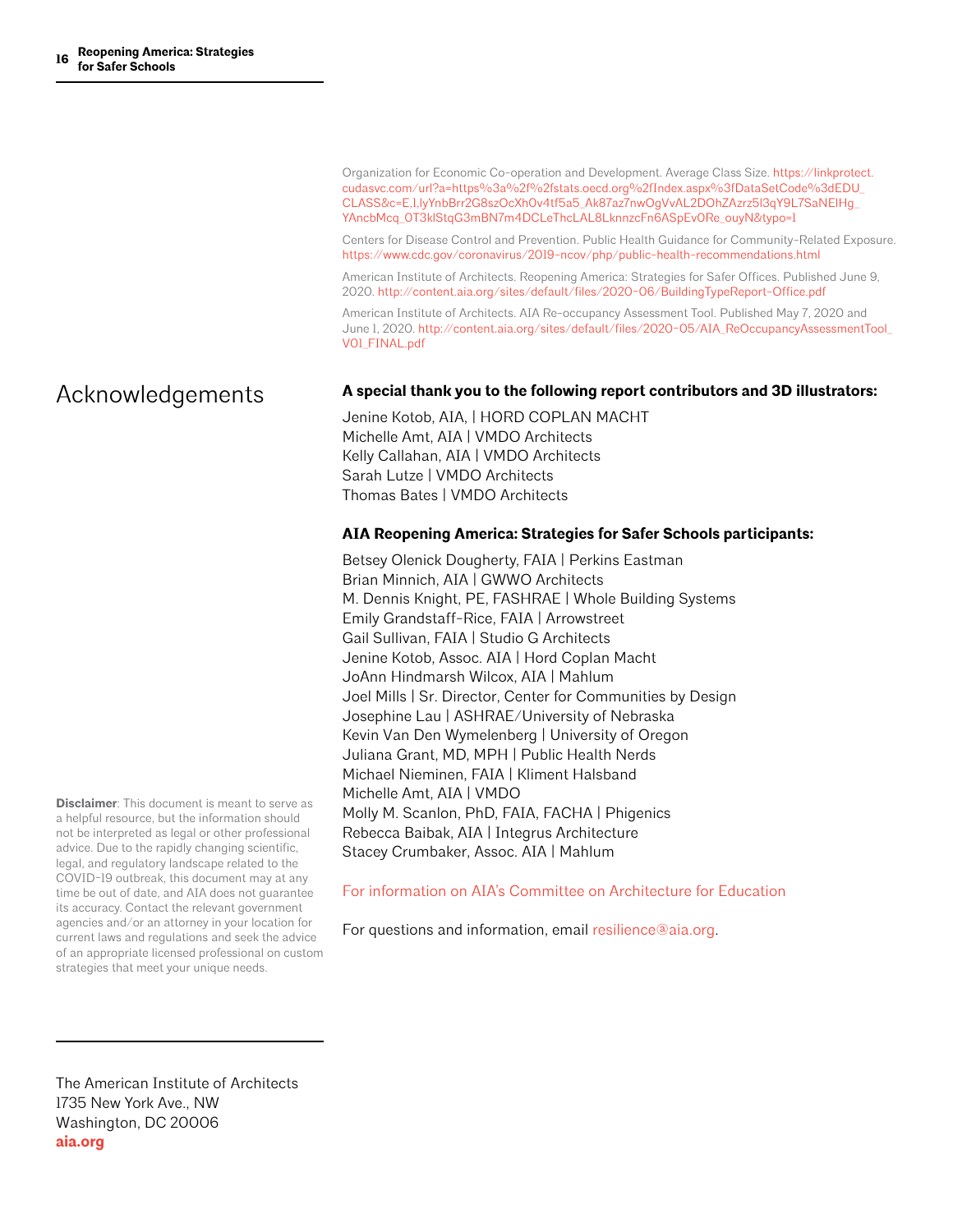Organization for Economic Co-operation and Development. Average Class Size. https://linkprotect.cudasvc.com/url?a=https%3a%2f%2fstats.oecd.org%2fIndex.aspx%3fDataSetCode%3dEDU_CLASS&c=E,1,lyYnbBrr2G8szOcXh0v4tf5a5_Ak87az7nwOgVvAL2DOhZAzrz5I3qY9L7SaNEIHg_YAncbMcq_OT3klStqG3mBN7m4DCLeThcLAL8LknnzcFn6ASpEvORe_ouyN&typo=1

Centers for Disease Control and Prevention. Public Health Guidance for Community-Related Exposure. https://www.cdc.gov/coronavirus/2019-ncov/php/public-health-recommendations.html

American Institute of Architects. Reopening America: Strategies for Safer Offices. Published June 9, 2020. http://content.aia.org/sites/default/files/2020-06/BuildingTypeReport-Office.pdf

American Institute of Architects. AIA Re-occupancy Assessment Tool. Published May 7, 2020 and June 1, 2020. http://content.aia.org/sites/default/files/2020-05/AIA_ReOccupancyAssessmentTool_V01_FINAL.pdf

# Acknowledgements

**A special thank you to the following report contributors and 3D illustrators:**

Jenine Kotob, AIA, | HORD COPLAN MACHT
Michelle Amt, AIA | VMDO Architects
Kelly Callahan, AIA | VMDO Architects
Sarah Lutze | VMDO Architects
Thomas Bates | VMDO Architects

**AIA Reopening America: Strategies for Safer Schools participants:**

Betsey Olenick Dougherty, FAIA | Perkins Eastman
Brian Minnich, AIA | GWWO Architects
M. Dennis Knight, PE, FASHRAE | Whole Building Systems
Emily Grandstaff-Rice, FAIA | Arrowstreet
Gail Sullivan, FAIA | Studio G Architects
Jenine Kotob, Assoc. AIA | Hord Coplan Macht
JoAnn Hindmarsh Wilcox, AIA | Mahlum
Joel Mills | Sr. Director, Center for Communities by Design
Josephine Lau | ASHRAE/University of Nebraska
Kevin Van Den Wymelenberg | University of Oregon
Juliana Grant, MD, MPH | Public Health Nerds
Michael Nieminen, FAIA | Kliment Halsband
Michelle Amt, AIA | VMDO
Molly M. Scanlon, PhD, FAIA, FACHA | Phigenics
Rebecca Baibak, AIA | Integrus Architecture
Stacey Crumbaker, Assoc. AIA | Mahlum

For information on AIA's Committee on Architecture for Education

For questions and information, email resilience@aia.org.

**Disclaimer**: This document is meant to serve as a helpful resource, but the information should not be interpreted as legal or other professional advice. Due to the rapidly changing scientific, legal, and regulatory landscape related to the COVID-19 outbreak, this document may at any time be out of date, and AIA does not guarantee its accuracy. Contact the relevant government agencies and/or an attorney in your location for current laws and regulations and seek the advice of an appropriate licensed professional on custom strategies that meet your unique needs.

The American Institute of Architects
1735 New York Ave., NW
Washington, DC 20006
**aia.org**